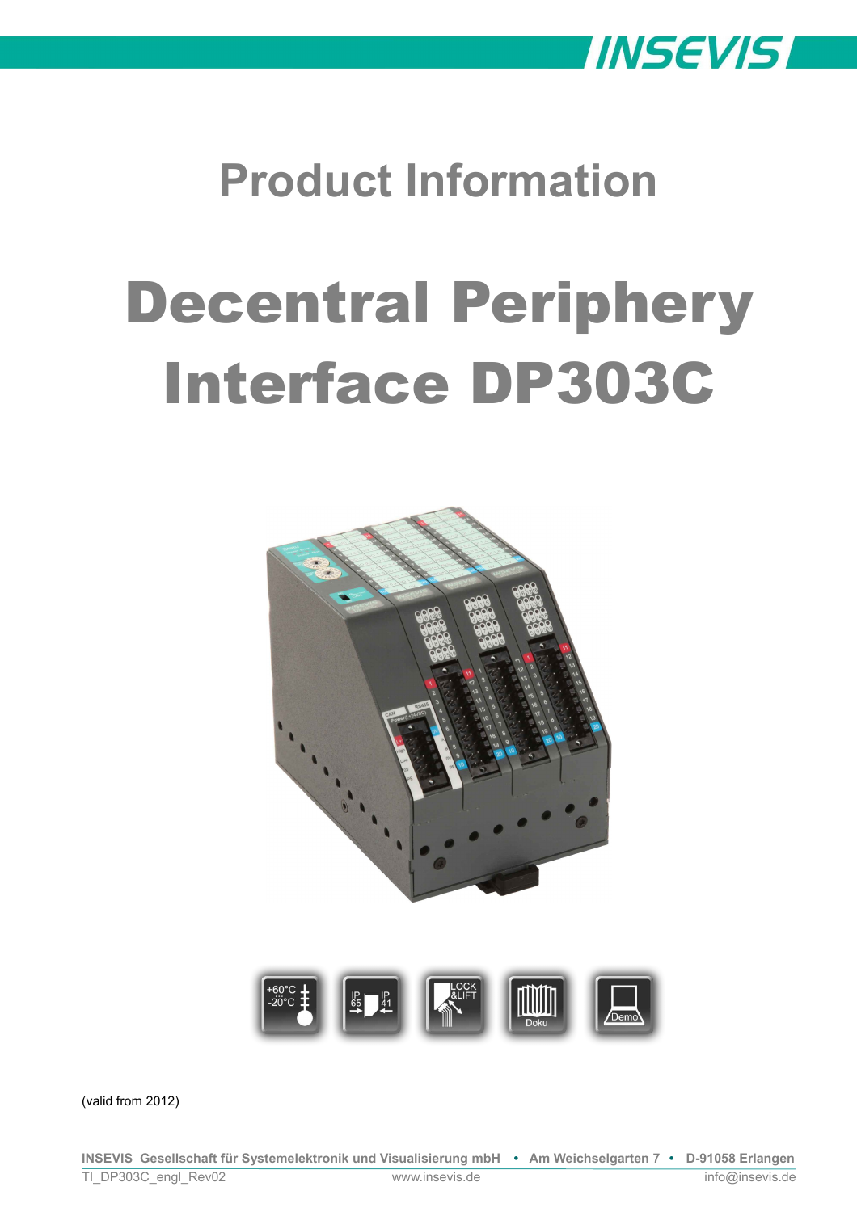# Product Information

# Decentral Periphery Interface DP303C

(valid from 2012)

INSEVIS Gesellschaft für Systemelektronik und Visualisierung mbH • Am Weichselgarten 7 • D-91058 Erlangen

TI_DP303C_engl_Rev02 www.insevis.de info@insevis.de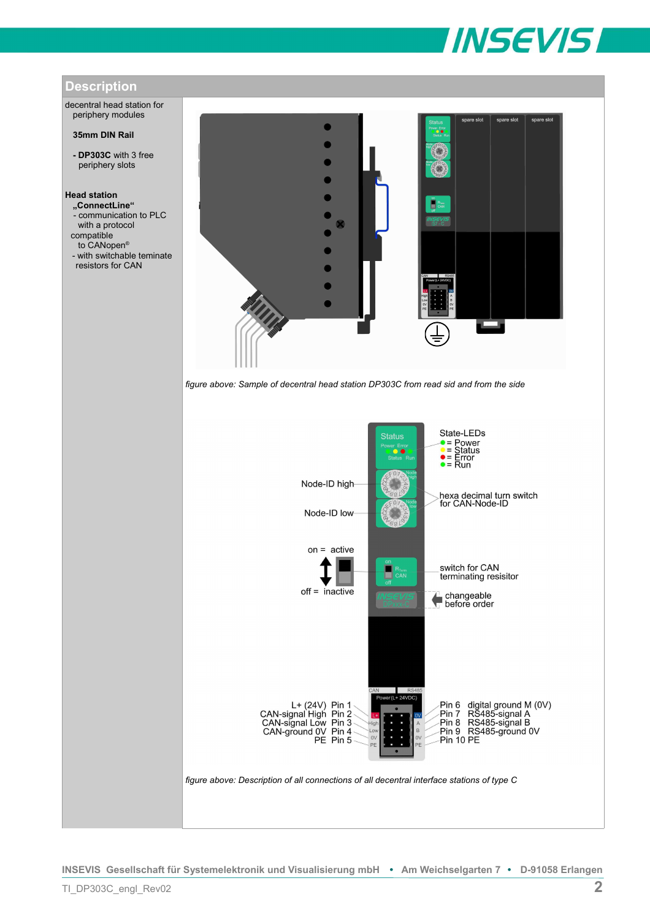## Description

decentral head station for periphery modules

**35mm DIN Rail**

- **DP303C** with 3 free periphery slots

**Head station „ConnectLine“**
- communication to PLC with a protocol compatible to CANopen®
- with switchable teminate resistors for CAN

*figure above: Sample of decentral head station DP303C from read sid and from the side*

State-LEDs
- = Power
- = Status
- = Error
- = Run

Node-ID high

Node-ID low

hexa decimal turn switch for CAN-Node-ID

on = active

off = inactive

switch for CAN terminating resisitor

changeable before order

L+ (24V) Pin 1
CAN-signal High Pin 2
CAN-signal Low Pin 3
CAN-ground 0V Pin 4
PE Pin 5

Pin 6 digital ground M (0V)
Pin 7 RS485-signal A
Pin 8 RS485-signal B
Pin 9 RS485-ground 0V
Pin 10 PE

*figure above: Description of all connections of all decentral interface stations of type C*

INSEVIS Gesellschaft für Systemelektronik und Visualisierung mbH • Am Weichselgarten 7 • D-91058 Erlangen

TI_DP303C_engl_Rev02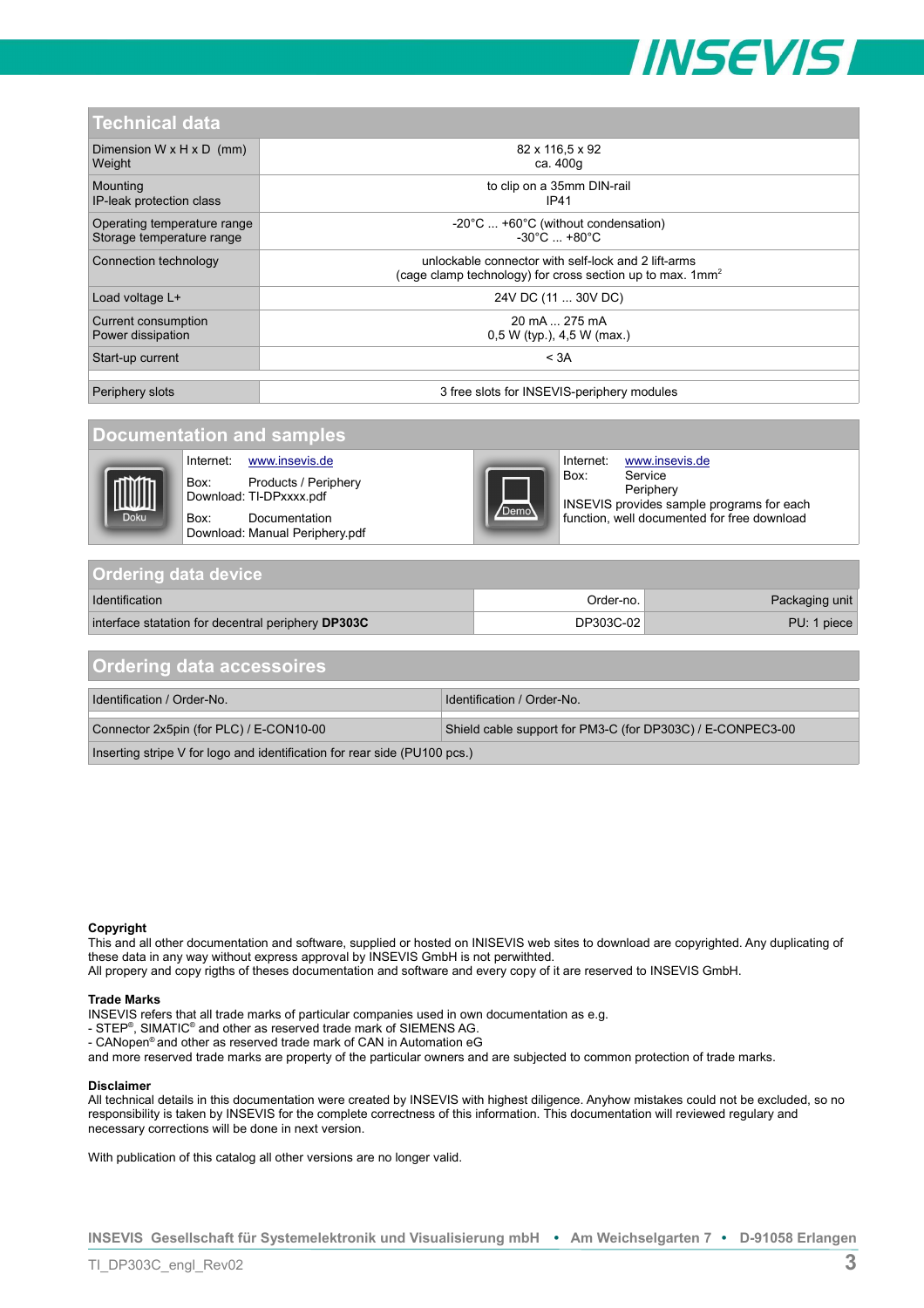## Technical data

| | |
|---|---|
| Dimension W x H x D (mm)<br>Weight | 82 x 116,5 x 92<br>ca. 400g |
| Mounting<br>IP-leak protection class | to clip on a 35mm DIN-rail<br>IP41 |
| Operating temperature range<br>Storage temperature range | -20°C ... +60°C (without condensation)<br>-30°C ... +80°C |
| Connection technology | unlockable connector with self-lock and 2 lift-arms<br>(cage clamp technology) for cross section up to max. $1mm^2$ |
| Load voltage L+ | 24V DC (11 ... 30V DC) |
| Current consumption<br>Power dissipation | 20 mA ... 275 mA<br>0,5 W (typ.), 4,5 W (max.) |
| Start-up current | < 3A |
| | |
| Periphery slots | 3 free slots for INSEVIS-periphery modules |

## Documentation and samples

| | | | |
|---|---|---|---|
| Doku | Internet: www.insevis.de<br>Box: Products / Periphery<br>Download: TI-DPxxxx.pdf<br>Box: Documentation<br>Download: Manual Periphery.pdf | Demo | Internet: www.insevis.de<br>Box: Service<br>Periphery<br>INSEVIS provides sample programs for each function, well documented for free download |

## Ordering data device

| Identification | Order-no. | Packaging unit |
|---|---|---|
| interface statation for decentral periphery **DP303C** | DP303C-02 | PU: 1 piece |

## Ordering data accessoires

| Identification / Order-No. | Identification / Order-No. |
|---|---|
| Connector 2x5pin (for PLC) / E-CON10-00 | Shield cable support for PM3-C (for DP303C) / E-CONPEC3-00 |
| Inserting stripe V for logo and identification for rear side (PU100 pcs.) | |

**Copyright**
This and all other documentation and software, supplied or hosted on INISEVIS web sites to download are copyrighted. Any duplicating of these data in any way without express approval by INSEVIS GmbH is not perwithted.
All propery and copy rigths of theses documentation and software and every copy of it are reserved to INSEVIS GmbH.

**Trade Marks**
INSEVIS refers that all trade marks of particular companies used in own documentation as e.g.
- STEP®, SIMATIC® and other as reserved trade mark of SIEMENS AG.
- CANopen® and other as reserved trade mark of CAN in Automation eG
and more reserved trade marks are property of the particular owners and are subjected to common protection of trade marks.

**Disclaimer**
All technical details in this documentation were created by INSEVIS with highest diligence. Anyhow mistakes could not be excluded, so no responsibility is taken by INSEVIS for the complete correctness of this information. This documentation will reviewed regulary and necessary corrections will be done in next version.

With publication of this catalog all other versions are no longer valid.

INSEVIS Gesellschaft für Systemelektronik und Visualisierung mbH • Am Weichselgarten 7 • D-91058 Erlangen

TI_DP303C_engl_Rev02